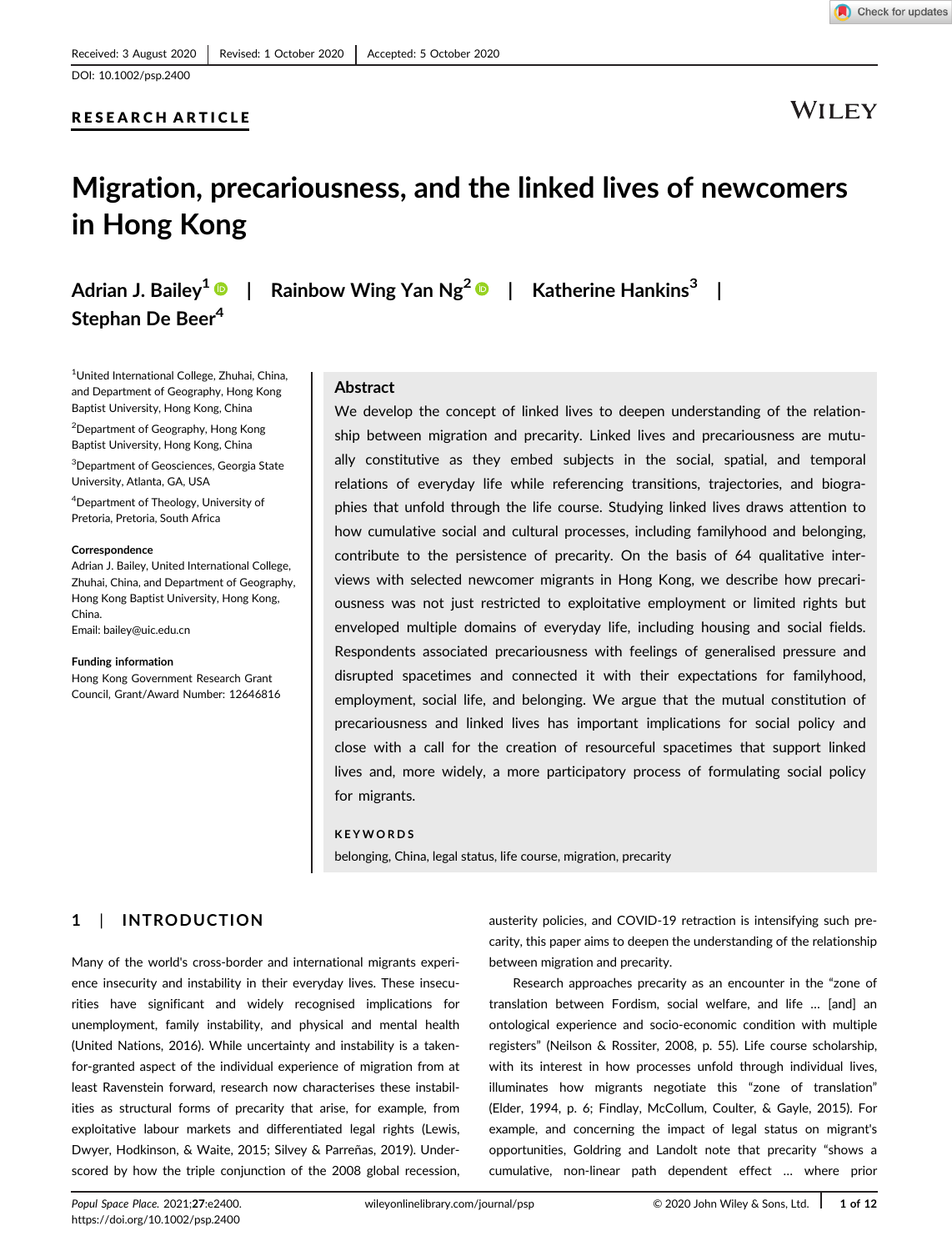Received: 3 August 2020 | Revised: 1 October 2020 | Accepted: 5 October 2020

DOI: 10.1002/psp.2400

RESEARCH ARTICLE

# Migration, precariousness, and the linked lives of newcomers in Hong Kong

Adrian J. Bailey[1] | Rainbow Wing Yan Ng[2] | Katherine Hankins[3] | Stephan De Beer[4]

[1]United International College, Zhuhai, China, and Department of Geography, Hong Kong Baptist University, Hong Kong, China

[2]Department of Geography, Hong Kong Baptist University, Hong Kong, China

[3]Department of Geosciences, Georgia State University, Atlanta, GA, USA

[4]Department of Theology, University of Pretoria, Pretoria, South Africa

**Correspondence**
Adrian J. Bailey, United International College, Zhuhai, China, and Department of Geography, Hong Kong Baptist University, Hong Kong, China.
Email: bailey@uic.edu.cn

**Funding information**
Hong Kong Government Research Grant Council, Grant/Award Number: 12646816

## Abstract

We develop the concept of linked lives to deepen understanding of the relationship between migration and precarity. Linked lives and precariousness are mutually constitutive as they embed subjects in the social, spatial, and temporal relations of everyday life while referencing transitions, trajectories, and biographies that unfold through the life course. Studying linked lives draws attention to how cumulative social and cultural processes, including familyhood and belonging, contribute to the persistence of precarity. On the basis of 64 qualitative interviews with selected newcomer migrants in Hong Kong, we describe how precariousness was not just restricted to exploitative employment or limited rights but enveloped multiple domains of everyday life, including housing and social fields. Respondents associated precariousness with feelings of generalised pressure and disrupted spacetimes and connected it with their expectations for familyhood, employment, social life, and belonging. We argue that the mutual constitution of precariousness and linked lives has important implications for social policy and close with a call for the creation of resourceful spacetimes that support linked lives and, more widely, a more participatory process of formulating social policy for migrants.

**KEYWORDS**

belonging, China, legal status, life course, migration, precarity

## 1 | INTRODUCTION

Many of the world's cross-border and international migrants experience insecurity and instability in their everyday lives. These insecurities have significant and widely recognised implications for unemployment, family instability, and physical and mental health (United Nations, 2016). While uncertainty and instability is a taken-for-granted aspect of the individual experience of migration from at least Ravenstein forward, research now characterises these instabilities as structural forms of precarity that arise, for example, from exploitative labour markets and differentiated legal rights (Lewis, Dwyer, Hodkinson, & Waite, 2015; Silvey & Parreñas, 2019). Underscored by how the triple conjunction of the 2008 global recession, austerity policies, and COVID-19 retraction is intensifying such precarity, this paper aims to deepen the understanding of the relationship between migration and precarity.

Research approaches precarity as an encounter in the "zone of translation between Fordism, social welfare, and life … [and] an ontological experience and socio-economic condition with multiple registers" (Neilson & Rossiter, 2008, p. 55). Life course scholarship, with its interest in how processes unfold through individual lives, illuminates how migrants negotiate this "zone of translation" (Elder, 1994, p. 6; Findlay, McCollum, Coulter, & Gayle, 2015). For example, and concerning the impact of legal status on migrant's opportunities, Goldring and Landolt note that precarity "shows a cumulative, non-linear path dependent effect … where prior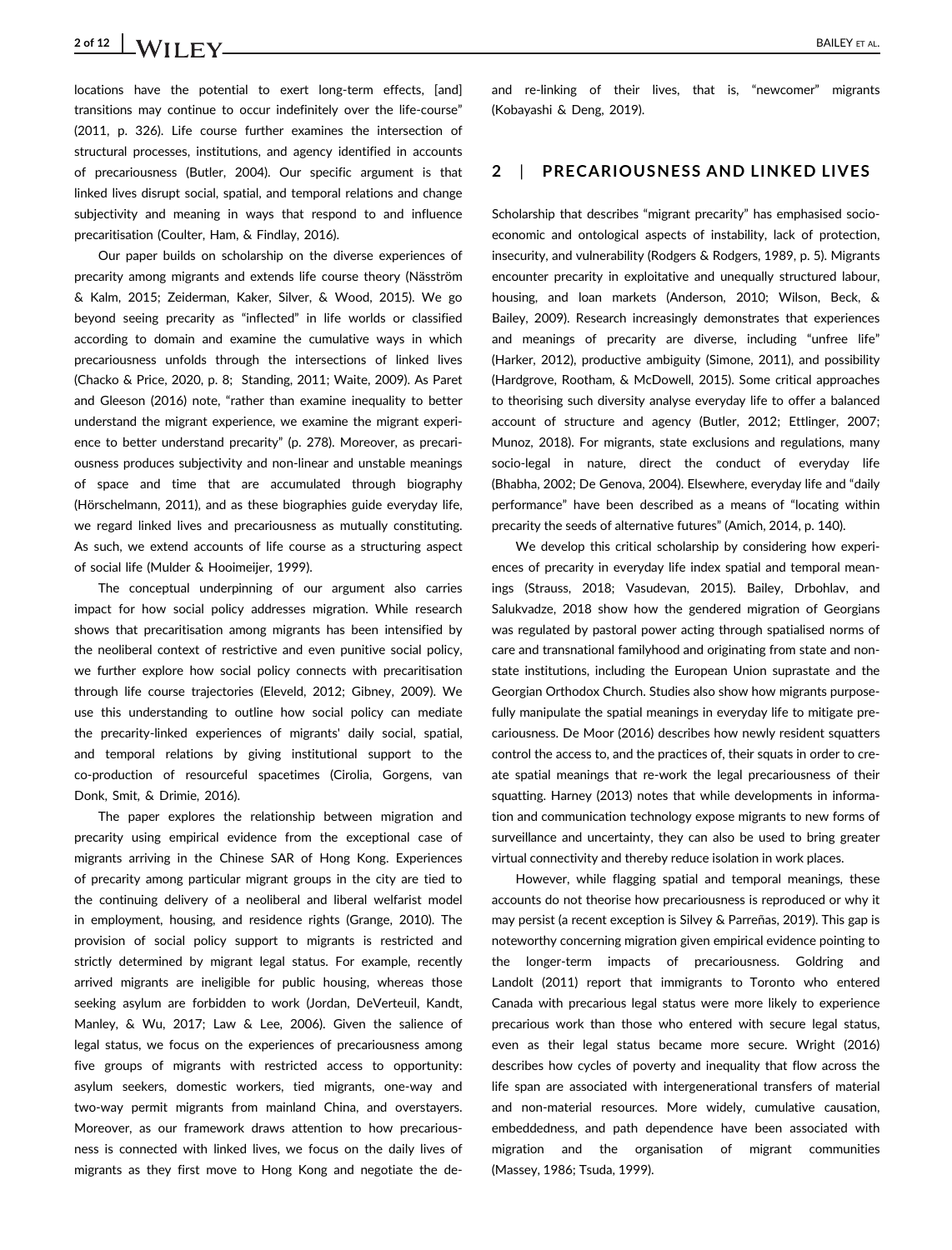locations have the potential to exert long-term effects, [and] transitions may continue to occur indefinitely over the life-course" (2011, p. 326). Life course further examines the intersection of structural processes, institutions, and agency identified in accounts of precariousness (Butler, 2004). Our specific argument is that linked lives disrupt social, spatial, and temporal relations and change subjectivity and meaning in ways that respond to and influence precaritisation (Coulter, Ham, & Findlay, 2016).

Our paper builds on scholarship on the diverse experiences of precarity among migrants and extends life course theory (Näsström & Kalm, 2015; Zeiderman, Kaker, Silver, & Wood, 2015). We go beyond seeing precarity as "inflected" in life worlds or classified according to domain and examine the cumulative ways in which precariousness unfolds through the intersections of linked lives (Chacko & Price, 2020, p. 8; Standing, 2011; Waite, 2009). As Paret and Gleeson (2016) note, "rather than examine inequality to better understand the migrant experience, we examine the migrant experience to better understand precarity" (p. 278). Moreover, as precariousness produces subjectivity and non-linear and unstable meanings of space and time that are accumulated through biography (Hörschelmann, 2011), and as these biographies guide everyday life, we regard linked lives and precariousness as mutually constituting. As such, we extend accounts of life course as a structuring aspect of social life (Mulder & Hooimeijer, 1999).

The conceptual underpinning of our argument also carries impact for how social policy addresses migration. While research shows that precaritisation among migrants has been intensified by the neoliberal context of restrictive and even punitive social policy, we further explore how social policy connects with precaritisation through life course trajectories (Eleveld, 2012; Gibney, 2009). We use this understanding to outline how social policy can mediate the precarity-linked experiences of migrants' daily social, spatial, and temporal relations by giving institutional support to the co-production of resourceful spacetimes (Cirolia, Gorgens, van Donk, Smit, & Drimie, 2016).

The paper explores the relationship between migration and precarity using empirical evidence from the exceptional case of migrants arriving in the Chinese SAR of Hong Kong. Experiences of precarity among particular migrant groups in the city are tied to the continuing delivery of a neoliberal and liberal welfarist model in employment, housing, and residence rights (Grange, 2010). The provision of social policy support to migrants is restricted and strictly determined by migrant legal status. For example, recently arrived migrants are ineligible for public housing, whereas those seeking asylum are forbidden to work (Jordan, DeVerteuil, Kandt, Manley, & Wu, 2017; Law & Lee, 2006). Given the salience of legal status, we focus on the experiences of precariousness among five groups of migrants with restricted access to opportunity: asylum seekers, domestic workers, tied migrants, one-way and two-way permit migrants from mainland China, and overstayers. Moreover, as our framework draws attention to how precariousness is connected with linked lives, we focus on the daily lives of migrants as they first move to Hong Kong and negotiate the de- and re-linking of their lives, that is, "newcomer" migrants (Kobayashi & Deng, 2019).

## 2 | PRECARIOUSNESS AND LINKED LIVES

Scholarship that describes "migrant precarity" has emphasised socio-economic and ontological aspects of instability, lack of protection, insecurity, and vulnerability (Rodgers & Rodgers, 1989, p. 5). Migrants encounter precarity in exploitative and unequally structured labour, housing, and loan markets (Anderson, 2010; Wilson, Beck, & Bailey, 2009). Research increasingly demonstrates that experiences and meanings of precarity are diverse, including "unfree life" (Harker, 2012), productive ambiguity (Simone, 2011), and possibility (Hardgrove, Rootham, & McDowell, 2015). Some critical approaches to theorising such diversity analyse everyday life to offer a balanced account of structure and agency (Butler, 2012; Ettlinger, 2007; Munoz, 2018). For migrants, state exclusions and regulations, many socio-legal in nature, direct the conduct of everyday life (Bhabha, 2002; De Genova, 2004). Elsewhere, everyday life and "daily performance" have been described as a means of "locating within precarity the seeds of alternative futures" (Amich, 2014, p. 140).

We develop this critical scholarship by considering how experiences of precarity in everyday life index spatial and temporal meanings (Strauss, 2018; Vasudevan, 2015). Bailey, Drbohlav, and Salukvadze, 2018 show how the gendered migration of Georgians was regulated by pastoral power acting through spatialised norms of care and transnational familyhood and originating from state and non-state institutions, including the European Union suprastate and the Georgian Orthodox Church. Studies also show how migrants purposefully manipulate the spatial meanings in everyday life to mitigate precariousness. De Moor (2016) describes how newly resident squatters control the access to, and the practices of, their squats in order to create spatial meanings that re-work the legal precariousness of their squatting. Harney (2013) notes that while developments in information and communication technology expose migrants to new forms of surveillance and uncertainty, they can also be used to bring greater virtual connectivity and thereby reduce isolation in work places.

However, while flagging spatial and temporal meanings, these accounts do not theorise how precariousness is reproduced or why it may persist (a recent exception is Silvey & Parreñas, 2019). This gap is noteworthy concerning migration given empirical evidence pointing to the longer-term impacts of precariousness. Goldring and Landolt (2011) report that immigrants to Toronto who entered Canada with precarious legal status were more likely to experience precarious work than those who entered with secure legal status, even as their legal status became more secure. Wright (2016) describes how cycles of poverty and inequality that flow across the life span are associated with intergenerational transfers of material and non-material resources. More widely, cumulative causation, embeddedness, and path dependence have been associated with migration and the organisation of migrant communities (Massey, 1986; Tsuda, 1999).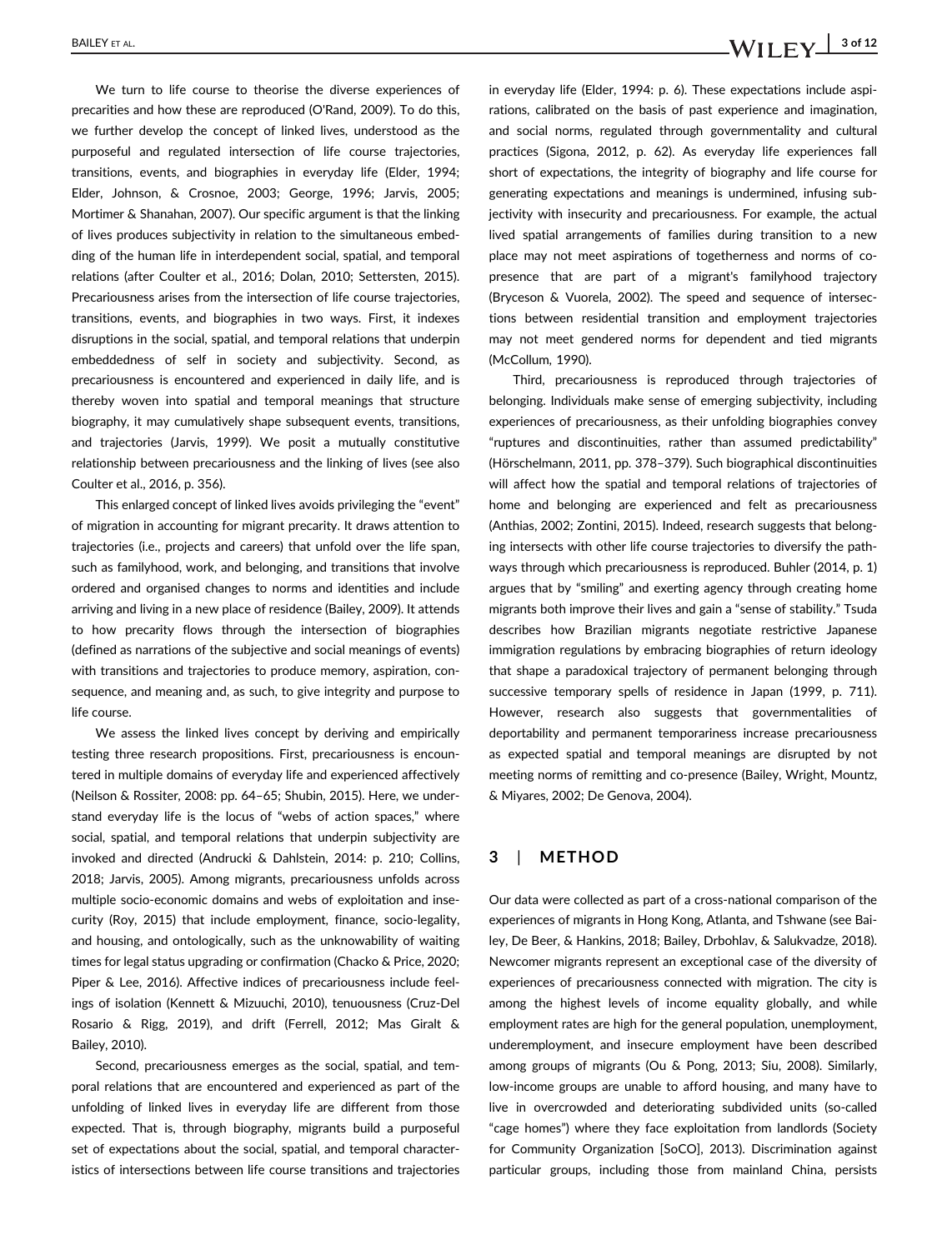We turn to life course to theorise the diverse experiences of precarities and how these are reproduced (O'Rand, 2009). To do this, we further develop the concept of linked lives, understood as the purposeful and regulated intersection of life course trajectories, transitions, events, and biographies in everyday life (Elder, 1994; Elder, Johnson, & Crosnoe, 2003; George, 1996; Jarvis, 2005; Mortimer & Shanahan, 2007). Our specific argument is that the linking of lives produces subjectivity in relation to the simultaneous embedding of the human life in interdependent social, spatial, and temporal relations (after Coulter et al., 2016; Dolan, 2010; Settersten, 2015). Precariousness arises from the intersection of life course trajectories, transitions, events, and biographies in two ways. First, it indexes disruptions in the social, spatial, and temporal relations that underpin embeddedness of self in society and subjectivity. Second, as precariousness is encountered and experienced in daily life, and is thereby woven into spatial and temporal meanings that structure biography, it may cumulatively shape subsequent events, transitions, and trajectories (Jarvis, 1999). We posit a mutually constitutive relationship between precariousness and the linking of lives (see also Coulter et al., 2016, p. 356).

This enlarged concept of linked lives avoids privileging the "event" of migration in accounting for migrant precarity. It draws attention to trajectories (i.e., projects and careers) that unfold over the life span, such as familyhood, work, and belonging, and transitions that involve ordered and organised changes to norms and identities and include arriving and living in a new place of residence (Bailey, 2009). It attends to how precarity flows through the intersection of biographies (defined as narrations of the subjective and social meanings of events) with transitions and trajectories to produce memory, aspiration, consequence, and meaning and, as such, to give integrity and purpose to life course.

We assess the linked lives concept by deriving and empirically testing three research propositions. First, precariousness is encountered in multiple domains of everyday life and experienced affectively (Neilson & Rossiter, 2008: pp. 64–65; Shubin, 2015). Here, we understand everyday life is the locus of "webs of action spaces," where social, spatial, and temporal relations that underpin subjectivity are invoked and directed (Andrucki & Dahlstein, 2014: p. 210; Collins, 2018; Jarvis, 2005). Among migrants, precariousness unfolds across multiple socio-economic domains and webs of exploitation and insecurity (Roy, 2015) that include employment, finance, socio-legality, and housing, and ontologically, such as the unknowability of waiting times for legal status upgrading or confirmation (Chacko & Price, 2020; Piper & Lee, 2016). Affective indices of precariousness include feelings of isolation (Kennett & Mizuuchi, 2010), tenuousness (Cruz-Del Rosario & Rigg, 2019), and drift (Ferrell, 2012; Mas Giralt & Bailey, 2010).

Second, precariousness emerges as the social, spatial, and temporal relations that are encountered and experienced as part of the unfolding of linked lives in everyday life are different from those expected. That is, through biography, migrants build a purposeful set of expectations about the social, spatial, and temporal characteristics of intersections between life course transitions and trajectories in everyday life (Elder, 1994: p. 6). These expectations include aspirations, calibrated on the basis of past experience and imagination, and social norms, regulated through governmentality and cultural practices (Sigona, 2012, p. 62). As everyday life experiences fall short of expectations, the integrity of biography and life course for generating expectations and meanings is undermined, infusing subjectivity with insecurity and precariousness. For example, the actual lived spatial arrangements of families during transition to a new place may not meet aspirations of togetherness and norms of co-presence that are part of a migrant's familyhood trajectory (Bryceson & Vuorela, 2002). The speed and sequence of intersections between residential transition and employment trajectories may not meet gendered norms for dependent and tied migrants (McCollum, 1990).

Third, precariousness is reproduced through trajectories of belonging. Individuals make sense of emerging subjectivity, including experiences of precariousness, as their unfolding biographies convey "ruptures and discontinuities, rather than assumed predictability" (Hörschelmann, 2011, pp. 378–379). Such biographical discontinuities will affect how the spatial and temporal relations of trajectories of home and belonging are experienced and felt as precariousness (Anthias, 2002; Zontini, 2015). Indeed, research suggests that belonging intersects with other life course trajectories to diversify the pathways through which precariousness is reproduced. Buhler (2014, p. 1) argues that by "smiling" and exerting agency through creating home migrants both improve their lives and gain a "sense of stability." Tsuda describes how Brazilian migrants negotiate restrictive Japanese immigration regulations by embracing biographies of return ideology that shape a paradoxical trajectory of permanent belonging through successive temporary spells of residence in Japan (1999, p. 711). However, research also suggests that governmentalities of deportability and permanent temporariness increase precariousness as expected spatial and temporal meanings are disrupted by not meeting norms of remitting and co-presence (Bailey, Wright, Mountz, & Miyares, 2002; De Genova, 2004).

## 3 | METHOD

Our data were collected as part of a cross-national comparison of the experiences of migrants in Hong Kong, Atlanta, and Tshwane (see Bailey, De Beer, & Hankins, 2018; Bailey, Drbohlav, & Salukvadze, 2018). Newcomer migrants represent an exceptional case of the diversity of experiences of precariousness connected with migration. The city is among the highest levels of income equality globally, and while employment rates are high for the general population, unemployment, underemployment, and insecure employment have been described among groups of migrants (Ou & Pong, 2013; Siu, 2008). Similarly, low-income groups are unable to afford housing, and many have to live in overcrowded and deteriorating subdivided units (so-called "cage homes") where they face exploitation from landlords (Society for Community Organization [SoCO], 2013). Discrimination against particular groups, including those from mainland China, persists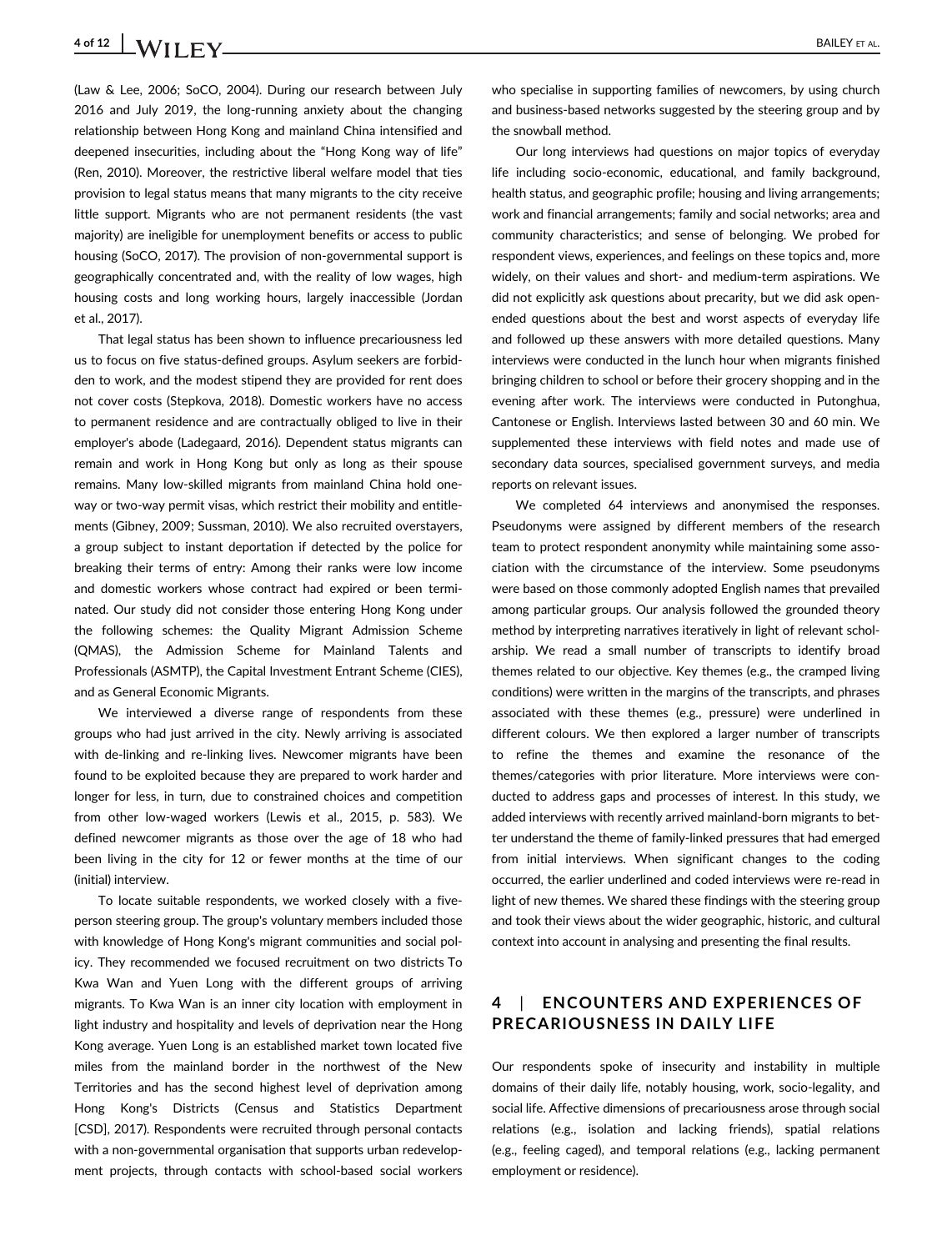(Law & Lee, 2006; SoCO, 2004). During our research between July 2016 and July 2019, the long-running anxiety about the changing relationship between Hong Kong and mainland China intensified and deepened insecurities, including about the "Hong Kong way of life" (Ren, 2010). Moreover, the restrictive liberal welfare model that ties provision to legal status means that many migrants to the city receive little support. Migrants who are not permanent residents (the vast majority) are ineligible for unemployment benefits or access to public housing (SoCO, 2017). The provision of non-governmental support is geographically concentrated and, with the reality of low wages, high housing costs and long working hours, largely inaccessible (Jordan et al., 2017).

That legal status has been shown to influence precariousness led us to focus on five status-defined groups. Asylum seekers are forbidden to work, and the modest stipend they are provided for rent does not cover costs (Stepkova, 2018). Domestic workers have no access to permanent residence and are contractually obliged to live in their employer's abode (Ladegaard, 2016). Dependent status migrants can remain and work in Hong Kong but only as long as their spouse remains. Many low-skilled migrants from mainland China hold one-way or two-way permit visas, which restrict their mobility and entitlements (Gibney, 2009; Sussman, 2010). We also recruited overstayers, a group subject to instant deportation if detected by the police for breaking their terms of entry: Among their ranks were low income and domestic workers whose contract had expired or been terminated. Our study did not consider those entering Hong Kong under the following schemes: the Quality Migrant Admission Scheme (QMAS), the Admission Scheme for Mainland Talents and Professionals (ASMTP), the Capital Investment Entrant Scheme (CIES), and as General Economic Migrants.

We interviewed a diverse range of respondents from these groups who had just arrived in the city. Newly arriving is associated with de-linking and re-linking lives. Newcomer migrants have been found to be exploited because they are prepared to work harder and longer for less, in turn, due to constrained choices and competition from other low-waged workers (Lewis et al., 2015, p. 583). We defined newcomer migrants as those over the age of 18 who had been living in the city for 12 or fewer months at the time of our (initial) interview.

To locate suitable respondents, we worked closely with a five-person steering group. The group's voluntary members included those with knowledge of Hong Kong's migrant communities and social policy. They recommended we focused recruitment on two districts To Kwa Wan and Yuen Long with the different groups of arriving migrants. To Kwa Wan is an inner city location with employment in light industry and hospitality and levels of deprivation near the Hong Kong average. Yuen Long is an established market town located five miles from the mainland border in the northwest of the New Territories and has the second highest level of deprivation among Hong Kong's Districts (Census and Statistics Department [CSD], 2017). Respondents were recruited through personal contacts with a non-governmental organisation that supports urban redevelopment projects, through contacts with school-based social workers who specialise in supporting families of newcomers, by using church and business-based networks suggested by the steering group and by the snowball method.

Our long interviews had questions on major topics of everyday life including socio-economic, educational, and family background, health status, and geographic profile; housing and living arrangements; work and financial arrangements; family and social networks; area and community characteristics; and sense of belonging. We probed for respondent views, experiences, and feelings on these topics and, more widely, on their values and short- and medium-term aspirations. We did not explicitly ask questions about precarity, but we did ask open-ended questions about the best and worst aspects of everyday life and followed up these answers with more detailed questions. Many interviews were conducted in the lunch hour when migrants finished bringing children to school or before their grocery shopping and in the evening after work. The interviews were conducted in Putonghua, Cantonese or English. Interviews lasted between 30 and 60 min. We supplemented these interviews with field notes and made use of secondary data sources, specialised government surveys, and media reports on relevant issues.

We completed 64 interviews and anonymised the responses. Pseudonyms were assigned by different members of the research team to protect respondent anonymity while maintaining some association with the circumstance of the interview. Some pseudonyms were based on those commonly adopted English names that prevailed among particular groups. Our analysis followed the grounded theory method by interpreting narratives iteratively in light of relevant scholarship. We read a small number of transcripts to identify broad themes related to our objective. Key themes (e.g., the cramped living conditions) were written in the margins of the transcripts, and phrases associated with these themes (e.g., pressure) were underlined in different colours. We then explored a larger number of transcripts to refine the themes and examine the resonance of the themes/categories with prior literature. More interviews were conducted to address gaps and processes of interest. In this study, we added interviews with recently arrived mainland-born migrants to better understand the theme of family-linked pressures that had emerged from initial interviews. When significant changes to the coding occurred, the earlier underlined and coded interviews were re-read in light of new themes. We shared these findings with the steering group and took their views about the wider geographic, historic, and cultural context into account in analysing and presenting the final results.

## 4 | ENCOUNTERS AND EXPERIENCES OF PRECARIOUSNESS IN DAILY LIFE

Our respondents spoke of insecurity and instability in multiple domains of their daily life, notably housing, work, socio-legality, and social life. Affective dimensions of precariousness arose through social relations (e.g., isolation and lacking friends), spatial relations (e.g., feeling caged), and temporal relations (e.g., lacking permanent employment or residence).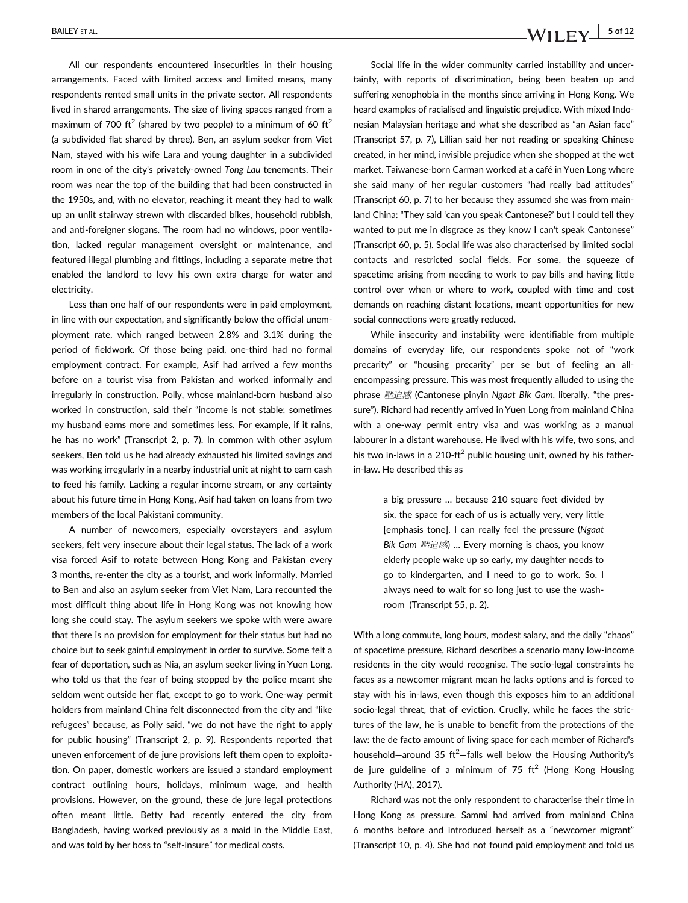All our respondents encountered insecurities in their housing arrangements. Faced with limited access and limited means, many respondents rented small units in the private sector. All respondents lived in shared arrangements. The size of living spaces ranged from a maximum of 700 $ft^2$ (shared by two people) to a minimum of 60 $ft^2$ (a subdivided flat shared by three). Ben, an asylum seeker from Viet Nam, stayed with his wife Lara and young daughter in a subdivided room in one of the city's privately-owned *Tong Lau* tenements. Their room was near the top of the building that had been constructed in the 1950s, and, with no elevator, reaching it meant they had to walk up an unlit stairway strewn with discarded bikes, household rubbish, and anti-foreigner slogans. The room had no windows, poor ventilation, lacked regular management oversight or maintenance, and featured illegal plumbing and fittings, including a separate metre that enabled the landlord to levy his own extra charge for water and electricity.

Less than one half of our respondents were in paid employment, in line with our expectation, and significantly below the official unemployment rate, which ranged between 2.8% and 3.1% during the period of fieldwork. Of those being paid, one-third had no formal employment contract. For example, Asif had arrived a few months before on a tourist visa from Pakistan and worked informally and irregularly in construction. Polly, whose mainland-born husband also worked in construction, said their "income is not stable; sometimes my husband earns more and sometimes less. For example, if it rains, he has no work" (Transcript 2, p. 7). In common with other asylum seekers, Ben told us he had already exhausted his limited savings and was working irregularly in a nearby industrial unit at night to earn cash to feed his family. Lacking a regular income stream, or any certainty about his future time in Hong Kong, Asif had taken on loans from two members of the local Pakistani community.

A number of newcomers, especially overstayers and asylum seekers, felt very insecure about their legal status. The lack of a work visa forced Asif to rotate between Hong Kong and Pakistan every 3 months, re-enter the city as a tourist, and work informally. Married to Ben and also an asylum seeker from Viet Nam, Lara recounted the most difficult thing about life in Hong Kong was not knowing how long she could stay. The asylum seekers we spoke with were aware that there is no provision for employment for their status but had no choice but to seek gainful employment in order to survive. Some felt a fear of deportation, such as Nia, an asylum seeker living in Yuen Long, who told us that the fear of being stopped by the police meant she seldom went outside her flat, except to go to work. One-way permit holders from mainland China felt disconnected from the city and "like refugees" because, as Polly said, "we do not have the right to apply for public housing" (Transcript 2, p. 9). Respondents reported that uneven enforcement of de jure provisions left them open to exploitation. On paper, domestic workers are issued a standard employment contract outlining hours, holidays, minimum wage, and health provisions. However, on the ground, these de jure legal protections often meant little. Betty had recently entered the city from Bangladesh, having worked previously as a maid in the Middle East, and was told by her boss to "self-insure" for medical costs.

Social life in the wider community carried instability and uncertainty, with reports of discrimination, being been beaten up and suffering xenophobia in the months since arriving in Hong Kong. We heard examples of racialised and linguistic prejudice. With mixed Indonesian Malaysian heritage and what she described as "an Asian face" (Transcript 57, p. 7), Lillian said her not reading or speaking Chinese created, in her mind, invisible prejudice when she shopped at the wet market. Taiwanese-born Carman worked at a café in Yuen Long where she said many of her regular customers "had really bad attitudes" (Transcript 60, p. 7) to her because they assumed she was from mainland China: "They said 'can you speak Cantonese?' but I could tell they wanted to put me in disgrace as they know I can't speak Cantonese" (Transcript 60, p. 5). Social life was also characterised by limited social contacts and restricted social fields. For some, the squeeze of spacetime arising from needing to work to pay bills and having little control over when or where to work, coupled with time and cost demands on reaching distant locations, meant opportunities for new social connections were greatly reduced.

While insecurity and instability were identifiable from multiple domains of everyday life, our respondents spoke not of "work precarity" or "housing precarity" per se but of feeling an all-encompassing pressure. This was most frequently alluded to using the phrase *壓迫感* (Cantonese pinyin *Ngaat Bik Gam*, literally, "the pressure"). Richard had recently arrived in Yuen Long from mainland China with a one-way permit entry visa and was working as a manual labourer in a distant warehouse. He lived with his wife, two sons, and his two in-laws in a 210-$ft^2$ public housing unit, owned by his father-in-law. He described this as

> a big pressure … because 210 square feet divided by six, the space for each of us is actually very, very little [emphasis tone]. I can really feel the pressure (*Ngaat Bik Gam 壓迫感*) … Every morning is chaos, you know elderly people wake up so early, my daughter needs to go to kindergarten, and I need to go to work. So, I always need to wait for so long just to use the washroom (Transcript 55, p. 2).

With a long commute, long hours, modest salary, and the daily "chaos" of spacetime pressure, Richard describes a scenario many low-income residents in the city would recognise. The socio-legal constraints he faces as a newcomer migrant mean he lacks options and is forced to stay with his in-laws, even though this exposes him to an additional socio-legal threat, that of eviction. Cruelly, while he faces the strictures of the law, he is unable to benefit from the protections of the law: the de facto amount of living space for each member of Richard's household—around 35 $ft^2$—falls well below the Housing Authority's de jure guideline of a minimum of 75 $ft^2$ (Hong Kong Housing Authority (HA), 2017).

Richard was not the only respondent to characterise their time in Hong Kong as pressure. Sammi had arrived from mainland China 6 months before and introduced herself as a "newcomer migrant" (Transcript 10, p. 4). She had not found paid employment and told us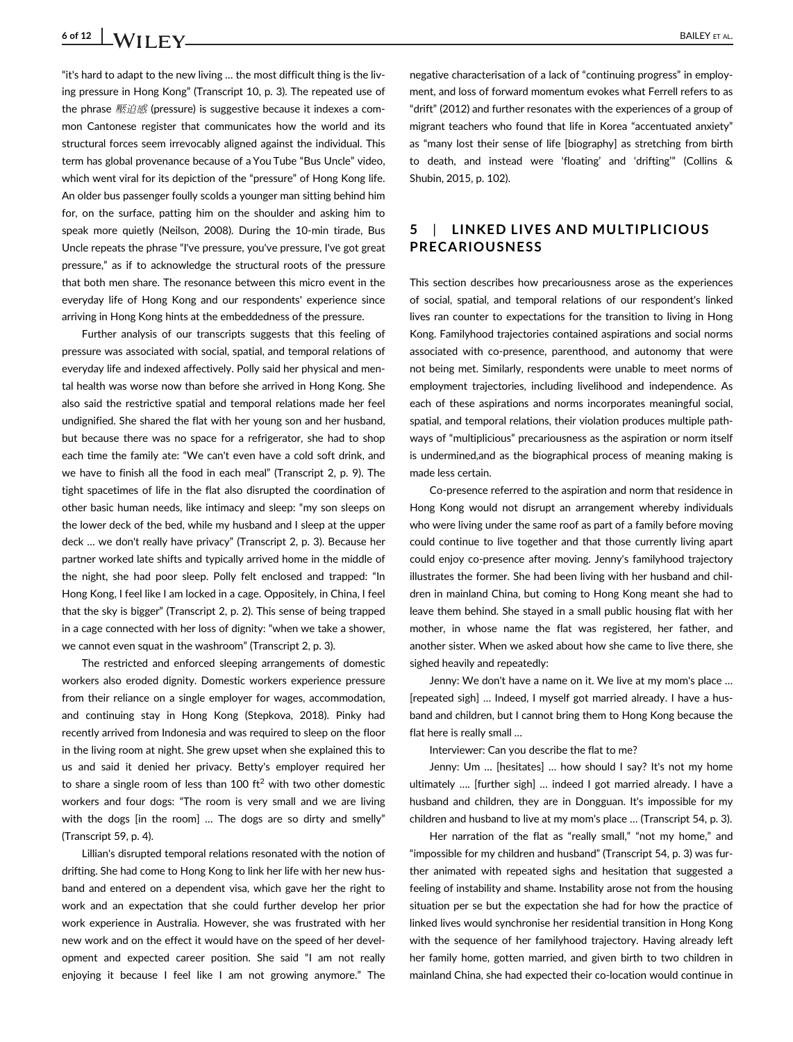"it's hard to adapt to the new living … the most difficult thing is the living pressure in Hong Kong" (Transcript 10, p. 3). The repeated use of the phrase 壓迫感 (pressure) is suggestive because it indexes a common Cantonese register that communicates how the world and its structural forces seem irrevocably aligned against the individual. This term has global provenance because of a You Tube "Bus Uncle" video, which went viral for its depiction of the "pressure" of Hong Kong life. An older bus passenger foully scolds a younger man sitting behind him for, on the surface, patting him on the shoulder and asking him to speak more quietly (Neilson, 2008). During the 10-min tirade, Bus Uncle repeats the phrase "I've pressure, you've pressure, I've got great pressure," as if to acknowledge the structural roots of the pressure that both men share. The resonance between this micro event in the everyday life of Hong Kong and our respondents' experience since arriving in Hong Kong hints at the embeddedness of the pressure.

Further analysis of our transcripts suggests that this feeling of pressure was associated with social, spatial, and temporal relations of everyday life and indexed affectively. Polly said her physical and mental health was worse now than before she arrived in Hong Kong. She also said the restrictive spatial and temporal relations made her feel undignified. She shared the flat with her young son and her husband, but because there was no space for a refrigerator, she had to shop each time the family ate: "We can't even have a cold soft drink, and we have to finish all the food in each meal" (Transcript 2, p. 9). The tight spacetimes of life in the flat also disrupted the coordination of other basic human needs, like intimacy and sleep: "my son sleeps on the lower deck of the bed, while my husband and I sleep at the upper deck … we don't really have privacy" (Transcript 2, p. 3). Because her partner worked late shifts and typically arrived home in the middle of the night, she had poor sleep. Polly felt enclosed and trapped: "In Hong Kong, I feel like I am locked in a cage. Oppositely, in China, I feel that the sky is bigger" (Transcript 2, p. 2). This sense of being trapped in a cage connected with her loss of dignity: "when we take a shower, we cannot even squat in the washroom" (Transcript 2, p. 3).

The restricted and enforced sleeping arrangements of domestic workers also eroded dignity. Domestic workers experience pressure from their reliance on a single employer for wages, accommodation, and continuing stay in Hong Kong (Stepkova, 2018). Pinky had recently arrived from Indonesia and was required to sleep on the floor in the living room at night. She grew upset when she explained this to us and said it denied her privacy. Betty's employer required her to share a single room of less than 100 ft$^2$ with two other domestic workers and four dogs: "The room is very small and we are living with the dogs [in the room] … The dogs are so dirty and smelly" (Transcript 59, p. 4).

Lillian's disrupted temporal relations resonated with the notion of drifting. She had come to Hong Kong to link her life with her new husband and entered on a dependent visa, which gave her the right to work and an expectation that she could further develop her prior work experience in Australia. However, she was frustrated with her new work and on the effect it would have on the speed of her development and expected career position. She said "I am not really enjoying it because I feel like I am not growing anymore." The negative characterisation of a lack of "continuing progress" in employment, and loss of forward momentum evokes what Ferrell refers to as "drift" (2012) and further resonates with the experiences of a group of migrant teachers who found that life in Korea "accentuated anxiety" as "many lost their sense of life [biography] as stretching from birth to death, and instead were 'floating' and 'drifting'" (Collins & Shubin, 2015, p. 102).

## 5 | LINKED LIVES AND MULTIPLICIOUS PRECARIOUSNESS

This section describes how precariousness arose as the experiences of social, spatial, and temporal relations of our respondent's linked lives ran counter to expectations for the transition to living in Hong Kong. Familyhood trajectories contained aspirations and social norms associated with co-presence, parenthood, and autonomy that were not being met. Similarly, respondents were unable to meet norms of employment trajectories, including livelihood and independence. As each of these aspirations and norms incorporates meaningful social, spatial, and temporal relations, their violation produces multiple pathways of "multiplicious" precariousness as the aspiration or norm itself is undermined,and as the biographical process of meaning making is made less certain.

Co-presence referred to the aspiration and norm that residence in Hong Kong would not disrupt an arrangement whereby individuals who were living under the same roof as part of a family before moving could continue to live together and that those currently living apart could enjoy co-presence after moving. Jenny's familyhood trajectory illustrates the former. She had been living with her husband and children in mainland China, but coming to Hong Kong meant she had to leave them behind. She stayed in a small public housing flat with her mother, in whose name the flat was registered, her father, and another sister. When we asked about how she came to live there, she sighed heavily and repeatedly:

Jenny: We don't have a name on it. We live at my mom's place … [repeated sigh] … Indeed, I myself got married already. I have a husband and children, but I cannot bring them to Hong Kong because the flat here is really small …

Interviewer: Can you describe the flat to me?

Jenny: Um … [hesitates] … how should I say? It's not my home ultimately …. [further sigh] … indeed I got married already. I have a husband and children, they are in Dongguan. It's impossible for my children and husband to live at my mom's place … (Transcript 54, p. 3).

Her narration of the flat as "really small," "not my home," and "impossible for my children and husband" (Transcript 54, p. 3) was further animated with repeated sighs and hesitation that suggested a feeling of instability and shame. Instability arose not from the housing situation per se but the expectation she had for how the practice of linked lives would synchronise her residential transition in Hong Kong with the sequence of her familyhood trajectory. Having already left her family home, gotten married, and given birth to two children in mainland China, she had expected their co-location would continue in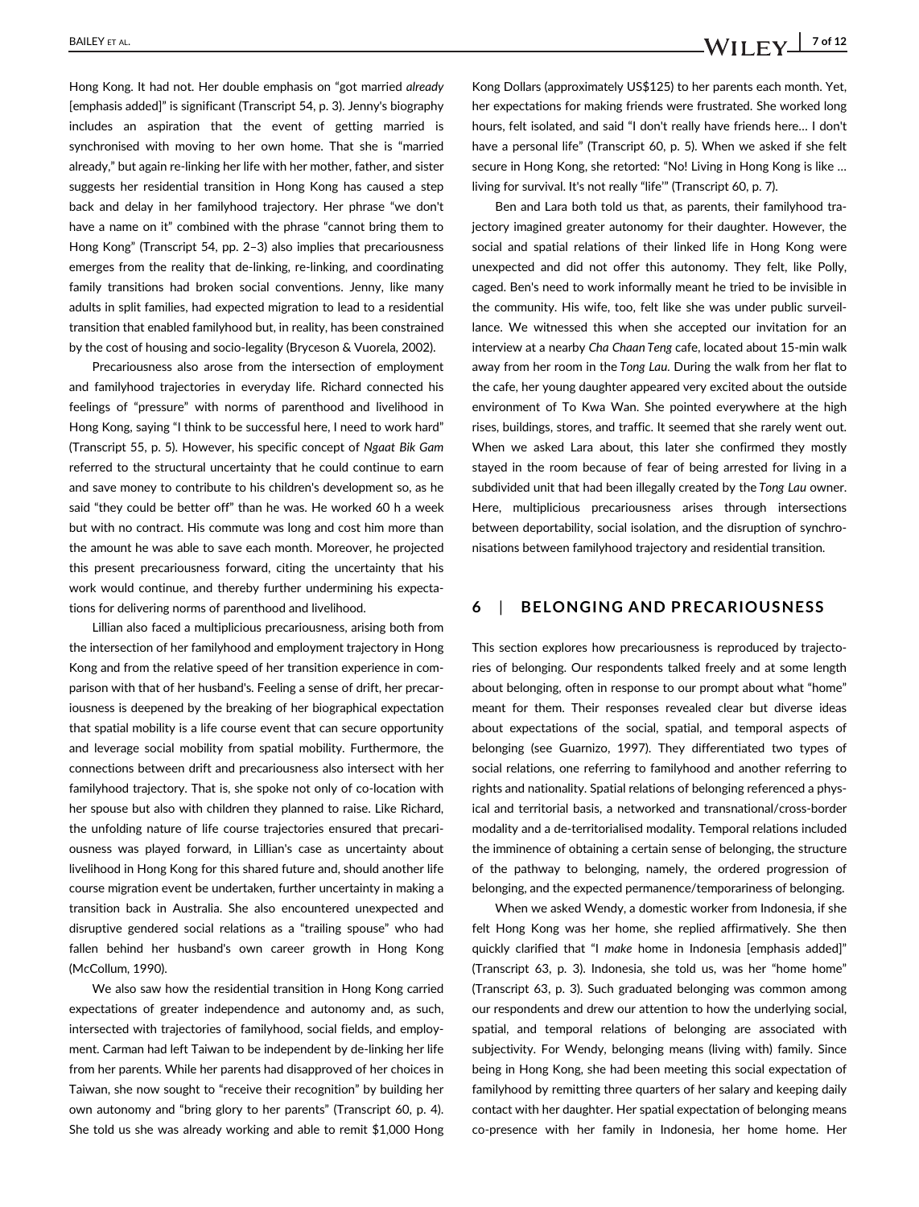Hong Kong. It had not. Her double emphasis on "got married *already* [emphasis added]" is significant (Transcript 54, p. 3). Jenny's biography includes an aspiration that the event of getting married is synchronised with moving to her own home. That she is "married already," but again re-linking her life with her mother, father, and sister suggests her residential transition in Hong Kong has caused a step back and delay in her familyhood trajectory. Her phrase "we don't have a name on it" combined with the phrase "cannot bring them to Hong Kong" (Transcript 54, pp. 2–3) also implies that precariousness emerges from the reality that de-linking, re-linking, and coordinating family transitions had broken social conventions. Jenny, like many adults in split families, had expected migration to lead to a residential transition that enabled familyhood but, in reality, has been constrained by the cost of housing and socio-legality (Bryceson & Vuorela, 2002).

Precariousness also arose from the intersection of employment and familyhood trajectories in everyday life. Richard connected his feelings of "pressure" with norms of parenthood and livelihood in Hong Kong, saying "I think to be successful here, I need to work hard" (Transcript 55, p. 5). However, his specific concept of *Ngaat Bik Gam* referred to the structural uncertainty that he could continue to earn and save money to contribute to his children's development so, as he said "they could be better off" than he was. He worked 60 h a week but with no contract. His commute was long and cost him more than the amount he was able to save each month. Moreover, he projected this present precariousness forward, citing the uncertainty that his work would continue, and thereby further undermining his expectations for delivering norms of parenthood and livelihood.

Lillian also faced a multiplicious precariousness, arising both from the intersection of her familyhood and employment trajectory in Hong Kong and from the relative speed of her transition experience in comparison with that of her husband's. Feeling a sense of drift, her precariousness is deepened by the breaking of her biographical expectation that spatial mobility is a life course event that can secure opportunity and leverage social mobility from spatial mobility. Furthermore, the connections between drift and precariousness also intersect with her familyhood trajectory. That is, she spoke not only of co-location with her spouse but also with children they planned to raise. Like Richard, the unfolding nature of life course trajectories ensured that precariousness was played forward, in Lillian's case as uncertainty about livelihood in Hong Kong for this shared future and, should another life course migration event be undertaken, further uncertainty in making a transition back in Australia. She also encountered unexpected and disruptive gendered social relations as a "trailing spouse" who had fallen behind her husband's own career growth in Hong Kong (McCollum, 1990).

We also saw how the residential transition in Hong Kong carried expectations of greater independence and autonomy and, as such, intersected with trajectories of familyhood, social fields, and employment. Carman had left Taiwan to be independent by de-linking her life from her parents. While her parents had disapproved of her choices in Taiwan, she now sought to "receive their recognition" by building her own autonomy and "bring glory to her parents" (Transcript 60, p. 4). She told us she was already working and able to remit $1,000 Hong Kong Dollars (approximately US$125) to her parents each month. Yet, her expectations for making friends were frustrated. She worked long hours, felt isolated, and said "I don't really have friends here… I don't have a personal life" (Transcript 60, p. 5). When we asked if she felt secure in Hong Kong, she retorted: "No! Living in Hong Kong is like … living for survival. It's not really "life"" (Transcript 60, p. 7).

Ben and Lara both told us that, as parents, their familyhood trajectory imagined greater autonomy for their daughter. However, the social and spatial relations of their linked life in Hong Kong were unexpected and did not offer this autonomy. They felt, like Polly, caged. Ben's need to work informally meant he tried to be invisible in the community. His wife, too, felt like she was under public surveillance. We witnessed this when she accepted our invitation for an interview at a nearby *Cha Chaan Teng* cafe, located about 15-min walk away from her room in the *Tong Lau*. During the walk from her flat to the cafe, her young daughter appeared very excited about the outside environment of To Kwa Wan. She pointed everywhere at the high rises, buildings, stores, and traffic. It seemed that she rarely went out. When we asked Lara about, this later she confirmed they mostly stayed in the room because of fear of being arrested for living in a subdivided unit that had been illegally created by the *Tong Lau* owner. Here, multiplicious precariousness arises through intersections between deportability, social isolation, and the disruption of synchronisations between familyhood trajectory and residential transition.

## 6 | BELONGING AND PRECARIOUSNESS

This section explores how precariousness is reproduced by trajectories of belonging. Our respondents talked freely and at some length about belonging, often in response to our prompt about what "home" meant for them. Their responses revealed clear but diverse ideas about expectations of the social, spatial, and temporal aspects of belonging (see Guarnizo, 1997). They differentiated two types of social relations, one referring to familyhood and another referring to rights and nationality. Spatial relations of belonging referenced a physical and territorial basis, a networked and transnational/cross-border modality and a de-territorialised modality. Temporal relations included the imminence of obtaining a certain sense of belonging, the structure of the pathway to belonging, namely, the ordered progression of belonging, and the expected permanence/temporariness of belonging.

When we asked Wendy, a domestic worker from Indonesia, if she felt Hong Kong was her home, she replied affirmatively. She then quickly clarified that "I *make* home in Indonesia [emphasis added]" (Transcript 63, p. 3). Indonesia, she told us, was her "home home" (Transcript 63, p. 3). Such graduated belonging was common among our respondents and drew our attention to how the underlying social, spatial, and temporal relations of belonging are associated with subjectivity. For Wendy, belonging means (living with) family. Since being in Hong Kong, she had been meeting this social expectation of familyhood by remitting three quarters of her salary and keeping daily contact with her daughter. Her spatial expectation of belonging means co-presence with her family in Indonesia, her home home. Her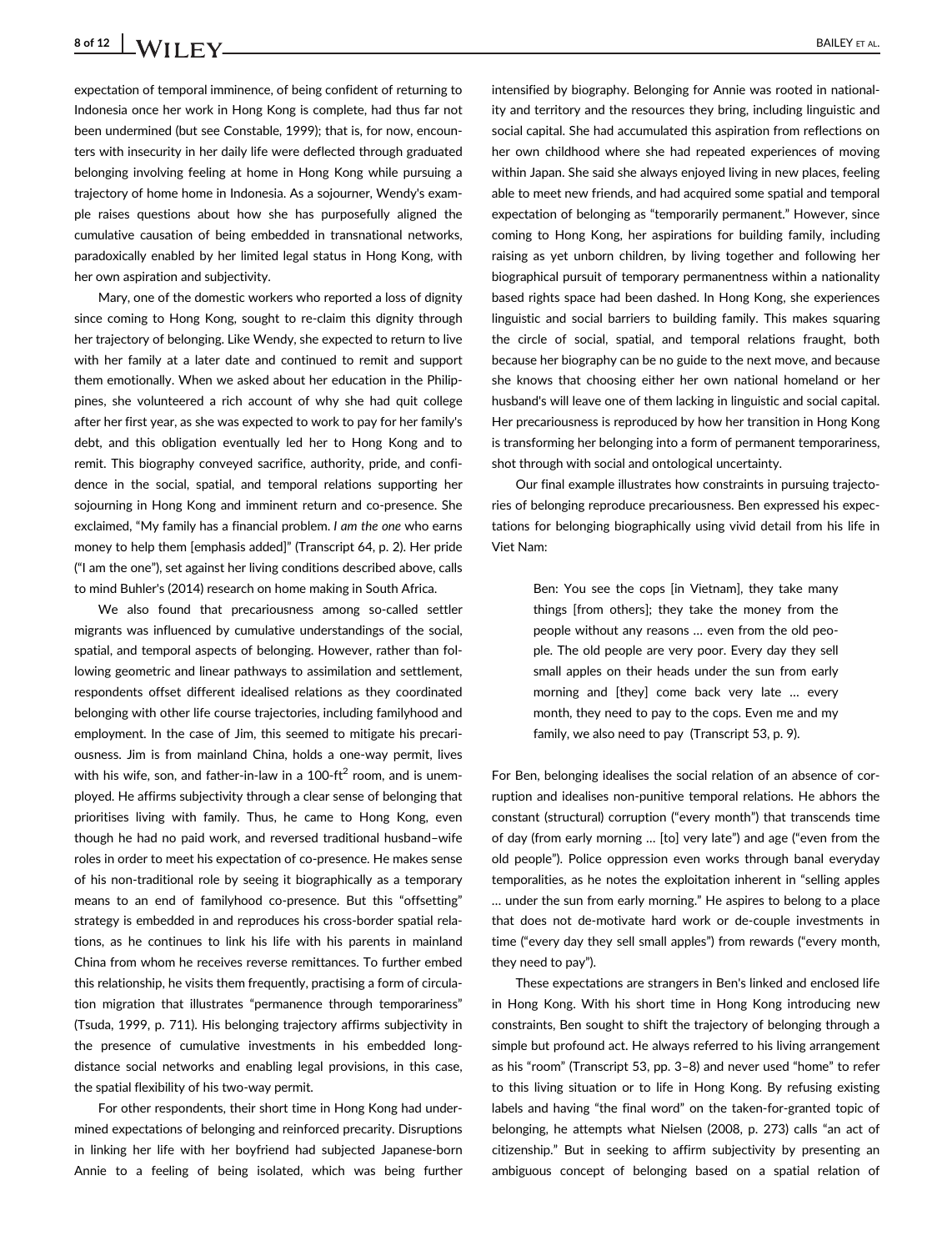expectation of temporal imminence, of being confident of returning to Indonesia once her work in Hong Kong is complete, had thus far not been undermined (but see Constable, 1999); that is, for now, encounters with insecurity in her daily life were deflected through graduated belonging involving feeling at home in Hong Kong while pursuing a trajectory of home home in Indonesia. As a sojourner, Wendy's example raises questions about how she has purposefully aligned the cumulative causation of being embedded in transnational networks, paradoxically enabled by her limited legal status in Hong Kong, with her own aspiration and subjectivity.

Mary, one of the domestic workers who reported a loss of dignity since coming to Hong Kong, sought to re-claim this dignity through her trajectory of belonging. Like Wendy, she expected to return to live with her family at a later date and continued to remit and support them emotionally. When we asked about her education in the Philippines, she volunteered a rich account of why she had quit college after her first year, as she was expected to work to pay for her family's debt, and this obligation eventually led her to Hong Kong and to remit. This biography conveyed sacrifice, authority, pride, and confidence in the social, spatial, and temporal relations supporting her sojourning in Hong Kong and imminent return and co-presence. She exclaimed, "My family has a financial problem. *I am the one* who earns money to help them [emphasis added]" (Transcript 64, p. 2). Her pride ("I am the one"), set against her living conditions described above, calls to mind Buhler's (2014) research on home making in South Africa.

We also found that precariousness among so-called settler migrants was influenced by cumulative understandings of the social, spatial, and temporal aspects of belonging. However, rather than following geometric and linear pathways to assimilation and settlement, respondents offset different idealised relations as they coordinated belonging with other life course trajectories, including familyhood and employment. In the case of Jim, this seemed to mitigate his precariousness. Jim is from mainland China, holds a one-way permit, lives with his wife, son, and father-in-law in a 100-ft$^2$ room, and is unemployed. He affirms subjectivity through a clear sense of belonging that prioritises living with family. Thus, he came to Hong Kong, even though he had no paid work, and reversed traditional husband–wife roles in order to meet his expectation of co-presence. He makes sense of his non-traditional role by seeing it biographically as a temporary means to an end of familyhood co-presence. But this "offsetting" strategy is embedded in and reproduces his cross-border spatial relations, as he continues to link his life with his parents in mainland China from whom he receives reverse remittances. To further embed this relationship, he visits them frequently, practising a form of circulation migration that illustrates "permanence through temporariness" (Tsuda, 1999, p. 711). His belonging trajectory affirms subjectivity in the presence of cumulative investments in his embedded long-distance social networks and enabling legal provisions, in this case, the spatial flexibility of his two-way permit.

For other respondents, their short time in Hong Kong had undermined expectations of belonging and reinforced precarity. Disruptions in linking her life with her boyfriend had subjected Japanese-born Annie to a feeling of being isolated, which was being further intensified by biography. Belonging for Annie was rooted in nationality and territory and the resources they bring, including linguistic and social capital. She had accumulated this aspiration from reflections on her own childhood where she had repeated experiences of moving within Japan. She said she always enjoyed living in new places, feeling able to meet new friends, and had acquired some spatial and temporal expectation of belonging as "temporarily permanent." However, since coming to Hong Kong, her aspirations for building family, including raising as yet unborn children, by living together and following her biographical pursuit of temporary permanentness within a nationality based rights space had been dashed. In Hong Kong, she experiences linguistic and social barriers to building family. This makes squaring the circle of social, spatial, and temporal relations fraught, both because her biography can be no guide to the next move, and because she knows that choosing either her own national homeland or her husband's will leave one of them lacking in linguistic and social capital. Her precariousness is reproduced by how her transition in Hong Kong is transforming her belonging into a form of permanent temporariness, shot through with social and ontological uncertainty.

Our final example illustrates how constraints in pursuing trajectories of belonging reproduce precariousness. Ben expressed his expectations for belonging biographically using vivid detail from his life in Viet Nam:

> Ben: You see the cops [in Vietnam], they take many things [from others]; they take the money from the people without any reasons … even from the old people. The old people are very poor. Every day they sell small apples on their heads under the sun from early morning and [they] come back very late … every month, they need to pay to the cops. Even me and my family, we also need to pay (Transcript 53, p. 9).

For Ben, belonging idealises the social relation of an absence of corruption and idealises non-punitive temporal relations. He abhors the constant (structural) corruption ("every month") that transcends time of day (from early morning … [to] very late") and age ("even from the old people"). Police oppression even works through banal everyday temporalities, as he notes the exploitation inherent in "selling apples … under the sun from early morning." He aspires to belong to a place that does not de-motivate hard work or de-couple investments in time ("every day they sell small apples") from rewards ("every month, they need to pay").

These expectations are strangers in Ben's linked and enclosed life in Hong Kong. With his short time in Hong Kong introducing new constraints, Ben sought to shift the trajectory of belonging through a simple but profound act. He always referred to his living arrangement as his "room" (Transcript 53, pp. 3–8) and never used "home" to refer to this living situation or to life in Hong Kong. By refusing existing labels and having "the final word" on the taken-for-granted topic of belonging, he attempts what Nielsen (2008, p. 273) calls "an act of citizenship." But in seeking to affirm subjectivity by presenting an ambiguous concept of belonging based on a spatial relation of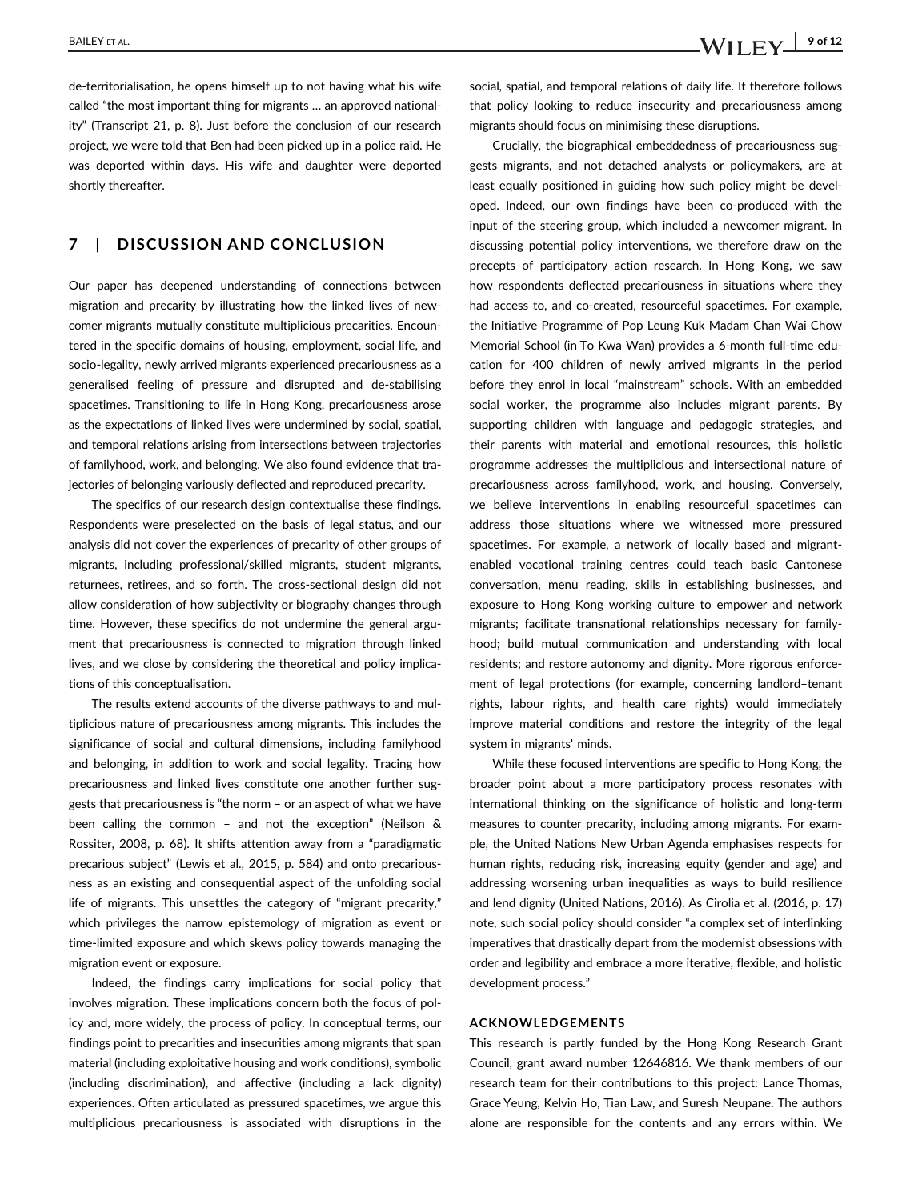de-territorialisation, he opens himself up to not having what his wife called "the most important thing for migrants … an approved nationality" (Transcript 21, p. 8). Just before the conclusion of our research project, we were told that Ben had been picked up in a police raid. He was deported within days. His wife and daughter were deported shortly thereafter.

## 7 | DISCUSSION AND CONCLUSION

Our paper has deepened understanding of connections between migration and precarity by illustrating how the linked lives of newcomer migrants mutually constitute multiplicious precarities. Encountered in the specific domains of housing, employment, social life, and socio-legality, newly arrived migrants experienced precariousness as a generalised feeling of pressure and disrupted and de-stabilising spacetimes. Transitioning to life in Hong Kong, precariousness arose as the expectations of linked lives were undermined by social, spatial, and temporal relations arising from intersections between trajectories of familyhood, work, and belonging. We also found evidence that trajectories of belonging variously deflected and reproduced precarity.

The specifics of our research design contextualise these findings. Respondents were preselected on the basis of legal status, and our analysis did not cover the experiences of precarity of other groups of migrants, including professional/skilled migrants, student migrants, returnees, retirees, and so forth. The cross-sectional design did not allow consideration of how subjectivity or biography changes through time. However, these specifics do not undermine the general argument that precariousness is connected to migration through linked lives, and we close by considering the theoretical and policy implications of this conceptualisation.

The results extend accounts of the diverse pathways to and multiplicious nature of precariousness among migrants. This includes the significance of social and cultural dimensions, including familyhood and belonging, in addition to work and social legality. Tracing how precariousness and linked lives constitute one another further suggests that precariousness is "the norm – or an aspect of what we have been calling the common – and not the exception" (Neilson & Rossiter, 2008, p. 68). It shifts attention away from a "paradigmatic precarious subject" (Lewis et al., 2015, p. 584) and onto precariousness as an existing and consequential aspect of the unfolding social life of migrants. This unsettles the category of "migrant precarity," which privileges the narrow epistemology of migration as event or time-limited exposure and which skews policy towards managing the migration event or exposure.

Indeed, the findings carry implications for social policy that involves migration. These implications concern both the focus of policy and, more widely, the process of policy. In conceptual terms, our findings point to precarities and insecurities among migrants that span material (including exploitative housing and work conditions), symbolic (including discrimination), and affective (including a lack dignity) experiences. Often articulated as pressured spacetimes, we argue this multiplicious precariousness is associated with disruptions in the social, spatial, and temporal relations of daily life. It therefore follows that policy looking to reduce insecurity and precariousness among migrants should focus on minimising these disruptions.

Crucially, the biographical embeddedness of precariousness suggests migrants, and not detached analysts or policymakers, are at least equally positioned in guiding how such policy might be developed. Indeed, our own findings have been co-produced with the input of the steering group, which included a newcomer migrant. In discussing potential policy interventions, we therefore draw on the precepts of participatory action research. In Hong Kong, we saw how respondents deflected precariousness in situations where they had access to, and co-created, resourceful spacetimes. For example, the Initiative Programme of Pop Leung Kuk Madam Chan Wai Chow Memorial School (in To Kwa Wan) provides a 6-month full-time education for 400 children of newly arrived migrants in the period before they enrol in local "mainstream" schools. With an embedded social worker, the programme also includes migrant parents. By supporting children with language and pedagogic strategies, and their parents with material and emotional resources, this holistic programme addresses the multiplicious and intersectional nature of precariousness across familyhood, work, and housing. Conversely, we believe interventions in enabling resourceful spacetimes can address those situations where we witnessed more pressured spacetimes. For example, a network of locally based and migrant-enabled vocational training centres could teach basic Cantonese conversation, menu reading, skills in establishing businesses, and exposure to Hong Kong working culture to empower and network migrants; facilitate transnational relationships necessary for familyhood; build mutual communication and understanding with local residents; and restore autonomy and dignity. More rigorous enforcement of legal protections (for example, concerning landlord–tenant rights, labour rights, and health care rights) would immediately improve material conditions and restore the integrity of the legal system in migrants' minds.

While these focused interventions are specific to Hong Kong, the broader point about a more participatory process resonates with international thinking on the significance of holistic and long-term measures to counter precarity, including among migrants. For example, the United Nations New Urban Agenda emphasises respects for human rights, reducing risk, increasing equity (gender and age) and addressing worsening urban inequalities as ways to build resilience and lend dignity (United Nations, 2016). As Cirolia et al. (2016, p. 17) note, such social policy should consider "a complex set of interlinking imperatives that drastically depart from the modernist obsessions with order and legibility and embrace a more iterative, flexible, and holistic development process."

### ACKNOWLEDGEMENTS

This research is partly funded by the Hong Kong Research Grant Council, grant award number 12646816. We thank members of our research team for their contributions to this project: Lance Thomas, Grace Yeung, Kelvin Ho, Tian Law, and Suresh Neupane. The authors alone are responsible for the contents and any errors within. We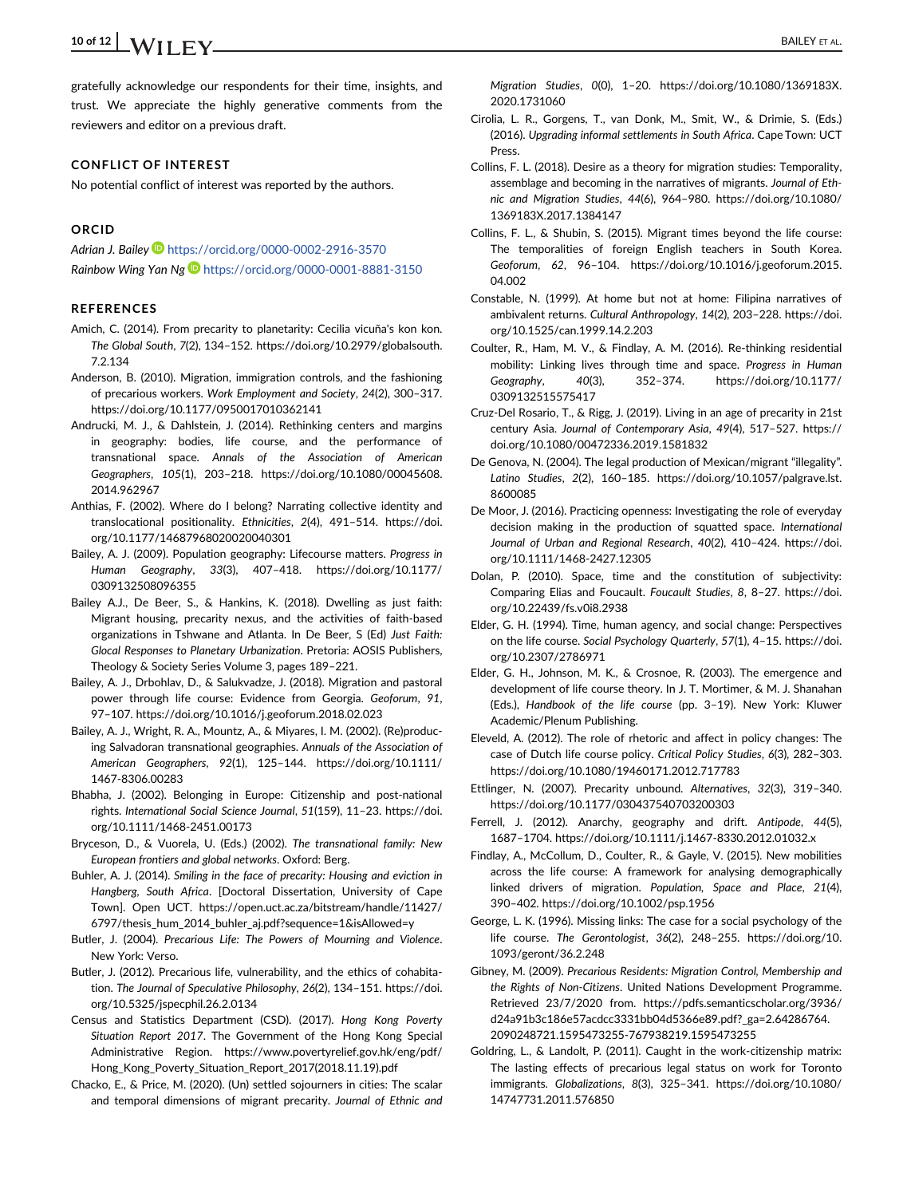gratefully acknowledge our respondents for their time, insights, and trust. We appreciate the highly generative comments from the reviewers and editor on a previous draft.

## CONFLICT OF INTEREST

No potential conflict of interest was reported by the authors.

## ORCID

*Adrian J. Bailey* https://orcid.org/0000-0002-2916-3570
*Rainbow Wing Yan Ng* https://orcid.org/0000-0001-8881-3150

## REFERENCES

Amich, C. (2014). From precarity to planetarity: Cecilia vicuña's kon kon. *The Global South*, *7*(2), 134–152. https://doi.org/10.2979/globalsouth.7.2.134

Anderson, B. (2010). Migration, immigration controls, and the fashioning of precarious workers. *Work Employment and Society*, *24*(2), 300–317. https://doi.org/10.1177/0950017010362141

Andrucki, M. J., & Dahlstein, J. (2014). Rethinking centers and margins in geography: bodies, life course, and the performance of transnational space. *Annals of the Association of American Geographers*, *105*(1), 203–218. https://doi.org/10.1080/00045608.2014.962967

Anthias, F. (2002). Where do I belong? Narrating collective identity and translocational positionality. *Ethnicities*, *2*(4), 491–514. https://doi.org/10.1177/14687968020020040301

Bailey, A. J. (2009). Population geography: Lifecourse matters. *Progress in Human Geography*, *33*(3), 407–418. https://doi.org/10.1177/0309132508096355

Bailey A.J., De Beer, S., & Hankins, K. (2018). Dwelling as just faith: Migrant housing, precarity nexus, and the activities of faith-based organizations in Tshwane and Atlanta. In De Beer, S (Ed) *Just Faith: Glocal Responses to Planetary Urbanization*. Pretoria: AOSIS Publishers, Theology & Society Series Volume 3, pages 189–221.

Bailey, A. J., Drbohlav, D., & Salukvadze, J. (2018). Migration and pastoral power through life course: Evidence from Georgia. *Geoforum*, *91*, 97–107. https://doi.org/10.1016/j.geoforum.2018.02.023

Bailey, A. J., Wright, R. A., Mountz, A., & Miyares, I. M. (2002). (Re)producing Salvadoran transnational geographies. *Annals of the Association of American Geographers*, *92*(1), 125–144. https://doi.org/10.1111/1467-8306.00283

Bhabha, J. (2002). Belonging in Europe: Citizenship and post-national rights. *International Social Science Journal*, *51*(159), 11–23. https://doi.org/10.1111/1468-2451.00173

Bryceson, D., & Vuorela, U. (Eds.) (2002). *The transnational family: New European frontiers and global networks*. Oxford: Berg.

Buhler, A. J. (2014). *Smiling in the face of precarity: Housing and eviction in Hangberg, South Africa*. [Doctoral Dissertation, University of Cape Town]. Open UCT. https://open.uct.ac.za/bitstream/handle/11427/6797/thesis_hum_2014_buhler_aj.pdf?sequence=1&isAllowed=y

Butler, J. (2004). *Precarious Life: The Powers of Mourning and Violence*. New York: Verso.

Butler, J. (2012). Precarious life, vulnerability, and the ethics of cohabitation. *The Journal of Speculative Philosophy*, *26*(2), 134–151. https://doi.org/10.5325/jspecphil.26.2.0134

Census and Statistics Department (CSD). (2017). *Hong Kong Poverty Situation Report 2017*. The Government of the Hong Kong Special Administrative Region. https://www.povertyrelief.gov.hk/eng/pdf/Hong_Kong_Poverty_Situation_Report_2017(2018.11.19).pdf

Chacko, E., & Price, M. (2020). (Un) settled sojourners in cities: The scalar and temporal dimensions of migrant precarity. *Journal of Ethnic and Migration Studies*, *0*(0), 1–20. https://doi.org/10.1080/1369183X.2020.1731060

Cirolia, L. R., Gorgens, T., van Donk, M., Smit, W., & Drimie, S. (Eds.) (2016). *Upgrading informal settlements in South Africa*. Cape Town: UCT Press.

Collins, F. L. (2018). Desire as a theory for migration studies: Temporality, assemblage and becoming in the narratives of migrants. *Journal of Ethnic and Migration Studies*, *44*(6), 964–980. https://doi.org/10.1080/1369183X.2017.1384147

Collins, F. L., & Shubin, S. (2015). Migrant times beyond the life course: The temporalities of foreign English teachers in South Korea. *Geoforum*, *62*, 96–104. https://doi.org/10.1016/j.geoforum.2015.04.002

Constable, N. (1999). At home but not at home: Filipina narratives of ambivalent returns. *Cultural Anthropology*, *14*(2), 203–228. https://doi.org/10.1525/can.1999.14.2.203

Coulter, R., Ham, M. V., & Findlay, A. M. (2016). Re-thinking residential mobility: Linking lives through time and space. *Progress in Human Geography*, *40*(3), 352–374. https://doi.org/10.1177/0309132515575417

Cruz-Del Rosario, T., & Rigg, J. (2019). Living in an age of precarity in 21st century Asia. *Journal of Contemporary Asia*, *49*(4), 517–527. https://doi.org/10.1080/00472336.2019.1581832

De Genova, N. (2004). The legal production of Mexican/migrant "illegality". *Latino Studies*, *2*(2), 160–185. https://doi.org/10.1057/palgrave.lst.8600085

De Moor, J. (2016). Practicing openness: Investigating the role of everyday decision making in the production of squatted space. *International Journal of Urban and Regional Research*, *40*(2), 410–424. https://doi.org/10.1111/1468-2427.12305

Dolan, P. (2010). Space, time and the constitution of subjectivity: Comparing Elias and Foucault. *Foucault Studies*, *8*, 8–27. https://doi.org/10.22439/fs.v0i8.2938

Elder, G. H. (1994). Time, human agency, and social change: Perspectives on the life course. *Social Psychology Quarterly*, *57*(1), 4–15. https://doi.org/10.2307/2786971

Elder, G. H., Johnson, M. K., & Crosnoe, R. (2003). The emergence and development of life course theory. In J. T. Mortimer, & M. J. Shanahan (Eds.), *Handbook of the life course* (pp. 3–19). New York: Kluwer Academic/Plenum Publishing.

Eleveld, A. (2012). The role of rhetoric and affect in policy changes: The case of Dutch life course policy. *Critical Policy Studies*, *6*(3), 282–303. https://doi.org/10.1080/19460171.2012.717783

Ettlinger, N. (2007). Precarity unbound. *Alternatives*, *32*(3), 319–340. https://doi.org/10.1177/030437540703200303

Ferrell, J. (2012). Anarchy, geography and drift. *Antipode*, *44*(5), 1687–1704. https://doi.org/10.1111/j.1467-8330.2012.01032.x

Findlay, A., McCollum, D., Coulter, R., & Gayle, V. (2015). New mobilities across the life course: A framework for analysing demographically linked drivers of migration. *Population, Space and Place*, *21*(4), 390–402. https://doi.org/10.1002/psp.1956

George, L. K. (1996). Missing links: The case for a social psychology of the life course. *The Gerontologist*, *36*(2), 248–255. https://doi.org/10.1093/geront/36.2.248

Gibney, M. (2009). *Precarious Residents: Migration Control, Membership and the Rights of Non-Citizens*. United Nations Development Programme. Retrieved 23/7/2020 from. https://pdfs.semanticscholar.org/3936/d24a91b3c186e57acdcc3331bb04d5366e89.pdf?_ga=2.64286764.2090248721.1595473255-767938219.1595473255

Goldring, L., & Landolt, P. (2011). Caught in the work-citizenship matrix: The lasting effects of precarious legal status on work for Toronto immigrants. *Globalizations*, *8*(3), 325–341. https://doi.org/10.1080/14747731.2011.576850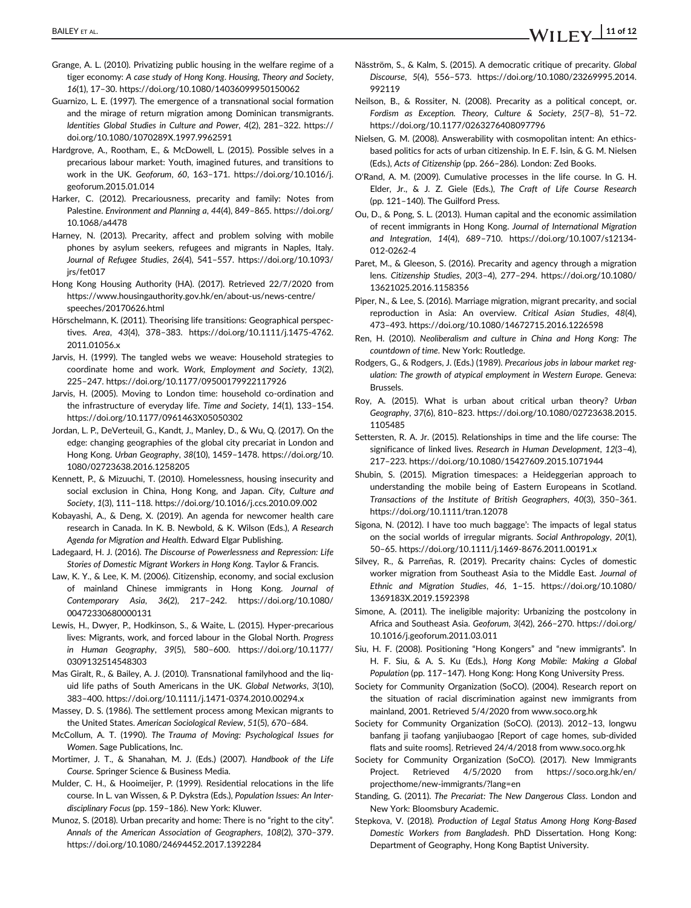Grange, A. L. (2010). Privatizing public housing in the welfare regime of a tiger economy: *A case study of Hong Kong*. *Housing, Theory and Society*, *16*(1), 17–30. https://doi.org/10.1080/14036099950150062

Guarnizo, L. E. (1997). The emergence of a transnational social formation and the mirage of return migration among Dominican transmigrants. *Identities Global Studies in Culture and Power*, *4*(2), 281–322. https://doi.org/10.1080/1070289X.1997.9962591

Hardgrove, A., Rootham, E., & McDowell, L. (2015). Possible selves in a precarious labour market: Youth, imagined futures, and transitions to work in the UK. *Geoforum*, *60*, 163–171. https://doi.org/10.1016/j.geoforum.2015.01.014

Harker, C. (2012). Precariousness, precarity and family: Notes from Palestine. *Environment and Planning a*, *44*(4), 849–865. https://doi.org/10.1068/a4478

Harney, N. (2013). Precarity, affect and problem solving with mobile phones by asylum seekers, refugees and migrants in Naples, Italy. *Journal of Refugee Studies*, *26*(4), 541–557. https://doi.org/10.1093/jrs/fet017

Hong Kong Housing Authority (HA). (2017). Retrieved 22/7/2020 from https://www.housingauthority.gov.hk/en/about-us/news-centre/speeches/20170626.html

Hörschelmann, K. (2011). Theorising life transitions: Geographical perspectives. *Area*, *43*(4), 378–383. https://doi.org/10.1111/j.1475-4762.2011.01056.x

Jarvis, H. (1999). The tangled webs we weave: Household strategies to coordinate home and work. *Work, Employment and Society*, *13*(2), 225–247. https://doi.org/10.1177/09500179922117926

Jarvis, H. (2005). Moving to London time: household co-ordination and the infrastructure of everyday life. *Time and Society*, *14*(1), 133–154. https://doi.org/10.1177/0961463X05050302

Jordan, L. P., DeVerteuil, G., Kandt, J., Manley, D., & Wu, Q. (2017). On the edge: changing geographies of the global city precariat in London and Hong Kong. *Urban Geography*, *38*(10), 1459–1478. https://doi.org/10.1080/02723638.2016.1258205

Kennett, P., & Mizuuchi, T. (2010). Homelessness, housing insecurity and social exclusion in China, Hong Kong, and Japan. *City, Culture and Society*, *1*(3), 111–118. https://doi.org/10.1016/j.ccs.2010.09.002

Kobayashi, A., & Deng, X. (2019). An agenda for newcomer health care research in Canada. In K. B. Newbold, & K. Wilson (Eds.), *A Research Agenda for Migration and Health*. Edward Elgar Publishing.

Ladegaard, H. J. (2016). *The Discourse of Powerlessness and Repression: Life Stories of Domestic Migrant Workers in Hong Kong*. Taylor & Francis.

Law, K. Y., & Lee, K. M. (2006). Citizenship, economy, and social exclusion of mainland Chinese immigrants in Hong Kong. *Journal of Contemporary Asia*, *36*(2), 217–242. https://doi.org/10.1080/00472330680000131

Lewis, H., Dwyer, P., Hodkinson, S., & Waite, L. (2015). Hyper-precarious lives: Migrants, work, and forced labour in the Global North. *Progress in Human Geography*, *39*(5), 580–600. https://doi.org/10.1177/0309132514548303

Mas Giralt, R., & Bailey, A. J. (2010). Transnational familyhood and the liquid life paths of South Americans in the UK. *Global Networks*, *3*(10), 383–400. https://doi.org/10.1111/j.1471-0374.2010.00294.x

Massey, D. S. (1986). The settlement process among Mexican migrants to the United States. *American Sociological Review*, *51*(5), 670–684.

McCollum, A. T. (1990). *The Trauma of Moving: Psychological Issues for Women*. Sage Publications, Inc.

Mortimer, J. T., & Shanahan, M. J. (Eds.) (2007). *Handbook of the Life Course*. Springer Science & Business Media.

Mulder, C. H., & Hooimeijer, P. (1999). Residential relocations in the life course. In L. van Wissen, & P. Dykstra (Eds.), *Population Issues: An Interdisciplinary Focus* (pp. 159–186). New York: Kluwer.

Munoz, S. (2018). Urban precarity and home: There is no "right to the city". *Annals of the American Association of Geographers*, *108*(2), 370–379. https://doi.org/10.1080/24694452.2017.1392284

Näsström, S., & Kalm, S. (2015). A democratic critique of precarity. *Global Discourse*, *5*(4), 556–573. https://doi.org/10.1080/23269995.2014.992119

Neilson, B., & Rossiter, N. (2008). Precarity as a political concept, or. *Fordism as Exception. Theory, Culture & Society*, *25*(7–8), 51–72. https://doi.org/10.1177/0263276408097796

Nielsen, G. M. (2008). Answerability with cosmopolitan intent: An ethics-based politics for acts of urban citizenship. In E. F. Isin, & G. M. Nielsen (Eds.), *Acts of Citizenship* (pp. 266–286). London: Zed Books.

O'Rand, A. M. (2009). Cumulative processes in the life course. In G. H. Elder, Jr., & J. Z. Giele (Eds.), *The Craft of Life Course Research* (pp. 121–140). The Guilford Press.

Ou, D., & Pong, S. L. (2013). Human capital and the economic assimilation of recent immigrants in Hong Kong. *Journal of International Migration and Integration*, *14*(4), 689–710. https://doi.org/10.1007/s12134-012-0262-4

Paret, M., & Gleeson, S. (2016). Precarity and agency through a migration lens. *Citizenship Studies*, *20*(3–4), 277–294. https://doi.org/10.1080/13621025.2016.1158356

Piper, N., & Lee, S. (2016). Marriage migration, migrant precarity, and social reproduction in Asia: An overview. *Critical Asian Studies*, *48*(4), 473–493. https://doi.org/10.1080/14672715.2016.1226598

Ren, H. (2010). *Neoliberalism and culture in China and Hong Kong: The countdown of time*. New York: Routledge.

Rodgers, G., & Rodgers, J. (Eds.) (1989). *Precarious jobs in labour market regulation: The growth of atypical employment in Western Europe*. Geneva: Brussels.

Roy, A. (2015). What is urban about critical urban theory? *Urban Geography*, *37*(6), 810–823. https://doi.org/10.1080/02723638.2015.1105485

Settersten, R. A. Jr. (2015). Relationships in time and the life course: The significance of linked lives. *Research in Human Development*, *12*(3–4), 217–223. https://doi.org/10.1080/15427609.2015.1071944

Shubin, S. (2015). Migration timespaces: a Heideggerian approach to understanding the mobile being of Eastern Europeans in Scotland. *Transactions of the Institute of British Geographers*, *40*(3), 350–361. https://doi.org/10.1111/tran.12078

Sigona, N. (2012). I have too much baggage': The impacts of legal status on the social worlds of irregular migrants. *Social Anthropology*, *20*(1), 50–65. https://doi.org/10.1111/j.1469-8676.2011.00191.x

Silvey, R., & Parreñas, R. (2019). Precarity chains: Cycles of domestic worker migration from Southeast Asia to the Middle East. *Journal of Ethnic and Migration Studies*, *46*, 1–15. https://doi.org/10.1080/1369183X.2019.1592398

Simone, A. (2011). The ineligible majority: Urbanizing the postcolony in Africa and Southeast Asia. *Geoforum*, *3*(42), 266–270. https://doi.org/10.1016/j.geoforum.2011.03.011

Siu, H. F. (2008). Positioning "Hong Kongers" and "new immigrants". In H. F. Siu, & A. S. Ku (Eds.), *Hong Kong Mobile: Making a Global Population* (pp. 117–147). Hong Kong: Hong Kong University Press.

Society for Community Organization (SoCO). (2004). Research report on the situation of racial discrimination against new immigrants from mainland, 2001. Retrieved 5/4/2020 from www.soco.org.hk

Society for Community Organization (SoCO). (2013). 2012–13, longwu banfang ji taofang yanjiubaogao [Report of cage homes, sub-divided flats and suite rooms]. Retrieved 24/4/2018 from www.soco.org.hk

Society for Community Organization (SoCO). (2017). New Immigrants Project. Retrieved 4/5/2020 from https://soco.org.hk/en/projecthome/new-immigrants/?lang=en

Standing, G. (2011). *The Precariat: The New Dangerous Class*. London and New York: Bloomsbury Academic.

Stepkova, V. (2018). *Production of Legal Status Among Hong Kong-Based Domestic Workers from Bangladesh*. PhD Dissertation. Hong Kong: Department of Geography, Hong Kong Baptist University.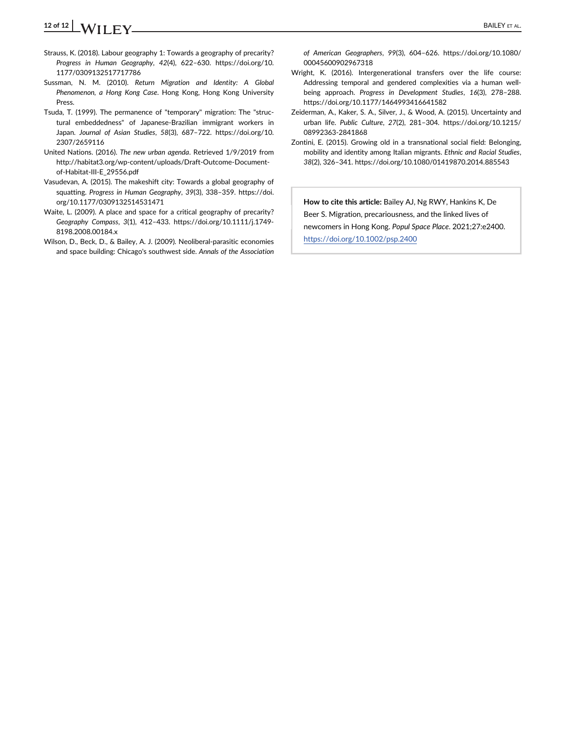Strauss, K. (2018). Labour geography 1: Towards a geography of precarity? *Progress in Human Geography*, *42*(4), 622–630. https://doi.org/10.1177/0309132517717786

Sussman, N. M. (2010). *Return Migration and Identity: A Global Phenomenon, a Hong Kong Case*. Hong Kong, Hong Kong University Press.

Tsuda, T. (1999). The permanence of "temporary" migration: The "structural embeddedness" of Japanese-Brazilian immigrant workers in Japan. *Journal of Asian Studies*, *58*(3), 687–722. https://doi.org/10.2307/2659116

United Nations. (2016). *The new urban agenda*. Retrieved 1/9/2019 from http://habitat3.org/wp-content/uploads/Draft-Outcome-Document-of-Habitat-III-E_29556.pdf

Vasudevan, A. (2015). The makeshift city: Towards a global geography of squatting. *Progress in Human Geography*, *39*(3), 338–359. https://doi.org/10.1177/0309132514531471

Waite, L. (2009). A place and space for a critical geography of precarity? *Geography Compass*, *3*(1), 412–433. https://doi.org/10.1111/j.1749-8198.2008.00184.x

Wilson, D., Beck, D., & Bailey, A. J. (2009). Neoliberal-parasitic economies and space building: Chicago's southwest side. *Annals of the Association of American Geographers*, *99*(3), 604–626. https://doi.org/10.1080/00045600902967318

Wright, K. (2016). Intergenerational transfers over the life course: Addressing temporal and gendered complexities via a human well-being approach. *Progress in Development Studies*, *16*(3), 278–288. https://doi.org/10.1177/1464993416641582

Zeiderman, A., Kaker, S. A., Silver, J., & Wood, A. (2015). Uncertainty and urban life. *Public Culture*, *27*(2), 281–304. https://doi.org/10.1215/08992363-2841868

Zontini, E. (2015). Growing old in a transnational social field: Belonging, mobility and identity among Italian migrants. *Ethnic and Racial Studies*, *38*(2), 326–341. https://doi.org/10.1080/01419870.2014.885543

**How to cite this article:** Bailey AJ, Ng RWY, Hankins K, De Beer S. Migration, precariousness, and the linked lives of newcomers in Hong Kong. *Popul Space Place*. 2021;27:e2400. https://doi.org/10.1002/psp.2400